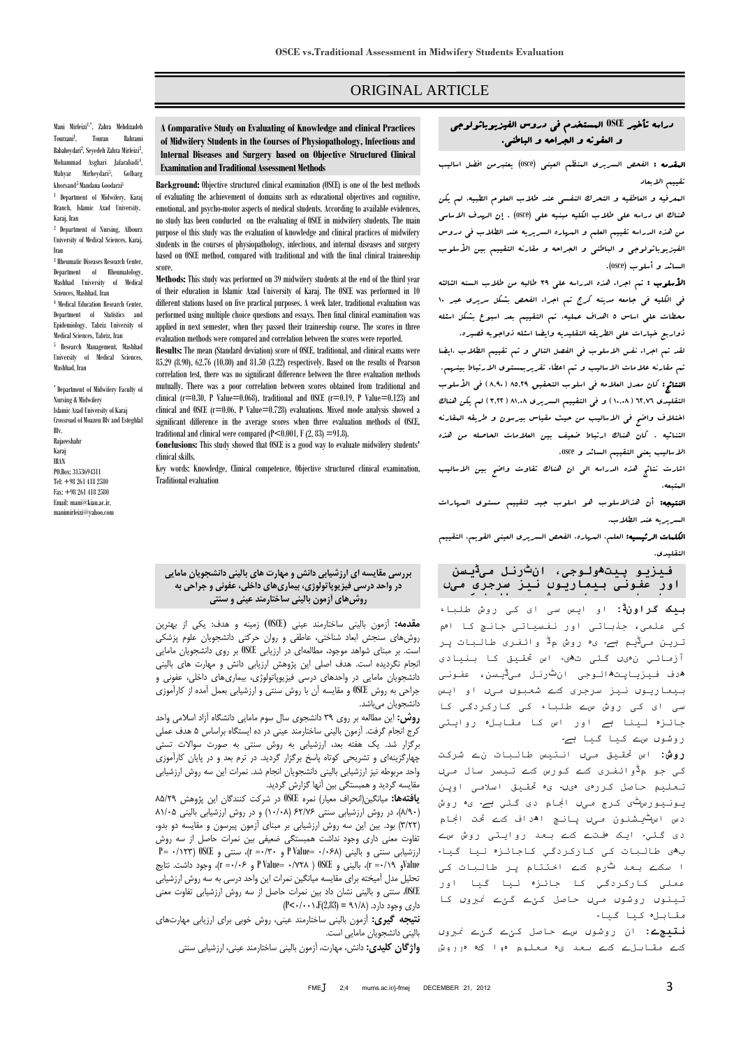# ORIGINAL ARTICLE

Mani Mirfeizi[1,*], Zahra Mehdizadeh Tourzani[1], Touran Bahrami Babaheydari[2], Seyedeh Zahra Mirfeizi[3], Mohammad Asghari Jafarabadi[4], Mahyar Mirheydari[5], Golbarg khorsand[2] Mandana Goodarzi[1]

[1] Department of Midwifery, Karaj Branch, Islamic Azad University, Karaj, Iran

[2] Department of Nursing, Albourz University of Medical Sciences, Karaj, Iran

[3] Rheumatic Diseases Research Center, Department of Rheumatology, Mashhad University of Medical Sciences, Mashhad, Iran

[4] Medical Education Research Center, Department of Statistics and Epidemiology, Tabriz University of Medical Sciences, Tabriz, Iran

[5] Research Management, Mashhad University of Medical Sciences, Mashhad, Iran

[*] Department of Midwifery Faculty of Nursing & Midwifery
Islamic Azad University of Karaj
Crossroad of Moazen Blv and Esteghlal Blv.
Rajaeeshahr
Karaj
IRAN
PO.Box: 3153694311
Tel: +98 261 418 2580
Fax: +98 261 418 2580
Email: mani@kiau.ac.ir, manimirfeizi@yahoo.com

## A Comparative Study on Evaluating of Knowledge and clinical Practices of Midwifery Students in the Courses of Physiopathology, Infectious and Internal Diseases and Surgery based on Objective Structured Clinical Examination and Traditional Assessment Methods

**Background:** Objective structured clinical examination (OSCE) is one of the best methods of evaluating the achievement of domains such as educational objectives and cognitive, emotional, and psycho-motor aspects of medical students. According to available evidences, no study has been conducted on the evaluating of OSCE in midwifery students. The main purpose of this study was the evaluation of knowledge and clinical practices of midwifery students in the courses of physiopathology, infectious, and internal diseases and surgery based on OSCE method, compared with traditional and with the final clinical traineeship score.

**Methods:** This study was performed on 39 midwifery students at the end of the third year of their education in Islamic Azad University of Karaj. The OSCE was performed in 10 different stations based on five practical purposes. A week later, traditional evaluation was performed using multiple choice questions and essays. Then final clinical examination was applied in next semester, when they passed their traineeship course. The scores in three evaluation methods were compared and correlation between the scores were reported.

**Results:** The mean (Standard deviation) score of OSCE, traditional, and clinical exams were 85.29 (8.90), 62.76 (10.80) and 81.50 (3.22) respectively. Based on the results of Pearson correlation test, there was no significant difference between the three evaluation methods mutually. There was a poor correlation between scores obtained from traditional and clinical (r=0.30, P Value=0.068), traditional and OSCE (r=0.19, P Value=0.123) and clinical and OSCE (r=0.06, P Value=0.728) evaluations. Mixed mode analysis showed a significant difference in the average scores when three evaluation methods of OSCE, traditional and clinical were compared (P<0.001, F (2, 83) =91.8).

**Conclusions:** This study showed that OSCE is a good way to evaluate midwifery students' clinical skills.

Key words: Knowledge, Clinical competence, Objective structured clinical examination, Traditional evaluation

## دراسة تأثير OSCE المستخدم في دروس الفيزيوپاتولوجي و العفونة و الجراحة و الباطني.

**المقدمه :** الفحص السريري المنظم العيني (osce) يعتبرمن افضل اساليب تقييم الابعاد

المعرفيه و العاطفيه و التحرك النفسي عند طلاب العلوم الطبية. لم يكن هناك اي دراسه علي طلاب الكليه مبنيه علي (osce) . إن الهدف الاساسي من هذه الدراسه تقييم العلم و المهارة السريريه عند الطلاب في دروس الفيزيوپاتولوجي و الباطني و الجراحه و مقارنه التقييم بين الأسلوب السائد و أسلوب (osce).

**الأسلوب :** تم اجراء هذه الدراسه علي ٣٩ طالبه من طلاب السنه الثالثه في الكليه في جامعه مدينه كرج تم اجراء الفحص بشكل سريري عبر ١٠ محطات علي اساس ٥ اهداف عمليه. تم التقييم بعد اسبوع بشكل اسئله ذوا ربع خيارات علي الطريقه التقليديه وايضا اسئله ذواجوبه قصيره.

لقد تم اجراء نفس الاسلوب في الفصل التالي و تم تقييم الطلاب ،ايضا تم مقارنه علامات الاساليب و تم اعطاء تقريربمستوي الارتباط بينهم.

**النتائج :** كان معدل العلامه في اسلوب التحقيق ٨٥،٢٩ ( ٨،٩٠ ) في الأسلوب التقليدي ٦٢،٧٦ ( ١٠،٠٨ ) و في التقييم السريري ٨١،٠٨ ( ٣،٢٢ ) لم يكن هناك اختلاف واضح في الاساليب من حيث مقياس بيرسون و طريقه المقارنه الثنائيه . كان هناك ارتباط ضعيف بين العلامات الحاصله من هذه الاساليب يعني التقييم السائد و osce.

اشارت نتائج هذه الدراسه الي ان هناك تفاوت واضح بين الاساليب المتبعه.

**النتيجه:** أن هذالاسلوب هو اسلوب جيد لتقييم مستوي المهارات السريريه عند الطلاب.

**الكلمات الرئيسيه:** العلم، المهاره، الفحص السريري العيني القويم، التقييم التقليدي.

## بررسی مقایسه ای ارزشیابی دانش و مهارت های بالینی دانشجویان مامایی در واحد درسی فیزیوپاتولوژی، بیماری‌های داخلی، عفونی و جراحی به روش‌های آزمون بالینی ساختارمند عینی و سنتی

**مقدمه:** آزمون بالینی ساختارمند عینی (OSCE) زمینه و هدف: یکی از بهترین روش‌های سنجش ابعاد شناختی، عاطفی و روان حرکتی دانشجویان علوم پزشکی است. بر مبنای شواهد موجود، مطالعه‌ای در ارزیابی OSCE بر روی دانشجویان مامایی انجام نگردیده است. هدف اصلی این پژوهش ارزیابی دانش و مهارت های بالینی دانشجویان مامایی در واحدهای درسی فیزیوپاتولوژی، بیماری‌های داخلی، عفونی و جراحی به روش OSCE و مقایسه آن با روش سنتی و ارزشیابی بعمل آمده از کارآموزی دانشجویان می‌باشد.

**روش:** این مطالعه بر روی ۳۹ دانشجوی سال سوم مامایی دانشگاه آزاد اسلامی واحد کرج انجام گرفت. آزمون بالینی ساختارمند عینی در ده ایستگاه براساس ۵ هدف عملی برگزار شد. یک هفته بعد، ارزشیابی به روش سنتی به صورت سوالات تستی چهارگزینه‌ای و تشریحی کوتاه پاسخ برگزار گردید. در ترم بعد و در پایان کارآموزی واحد مربوطه نیز ارزشیابی بالینی دانشجویان انجام شد. نمرات این سه روش ارزشیابی مقایسه گردید و همبستگی بین آنها گزارش گردید.

**یافته‌ها:** میانگین(انحراف معیار) نمره OSCE در شرکت کنندگان این پژوهش ۸۵/۲۹ (۸/۹۰)، در روش ارزشیابی سنتی ۶۲/۷۶ (۱۰/۰۸) و در روش ارزشیابی بالینی ۸۱/۰۵ (۳/۲۲) بود. بین این سه روش ارزشیابی بر مبنای آزمون پیرسون و مقایسه دو بدو، تفاوت معنی داری وجود نداشت همبستگی ضعیفی بین نمرات حاصل از سه روش ارزشیابی سنتی و بالینی (P Value= ۰/۰۶۸ و r =۰/۳۰)، سنتی و OSCE (۰/۱۲۳ =P Value و r =۰/۱۹)، بالینی و OSCE (۰/۷۲۸ =P Value و r =۰/۰۶)، وجود داشت. نتایج تحلیل مدل آمیخته برای مقایسه میانگین نمرات این واحد درسی به سه روش ارزشیابی OSCE، سنتی و بالینی نشان داد بین نمرات حاصل از سه روش ارزشیابی تفاوت معنی داری وجود دارد. (۹۱/۸) = F(2,83)، P<۰/۰۰۱)

**نتیجه گیری:** آزمون بالینی ساختارمند عینی، روش خوبی برای ارزیابی مهارت‌های بالینی دانشجویان مامایی است.

**واژگان کلیدی:** دانش، مهارت، آزمون بالینی ساختارمند عینی، ارزشیابی سنتی

## فیزیو پیتھولوجی، انٹرنل میڈیسن اور عفونی بیماریوں نیز سرجری میں

**بیک گراونڈ:** او ایس سی ای کی روش طلباء کی علمی، جذباتی اور نفسیاتی جانچ کا اہم ترین میڈیم ہے۔ یہ روش مڈ وائفری طالبات پر آزمائی نہیں گئی تھی۔ اس تحقیق کا بنیادی ھدف فیزیاپیتھالوجی انٹرنل میڈیسن، عفونی بیماریوں نیز سرجری کے شعبوں میں او ایس سی ای کی روش سے طلباء کی کارکردگی کا جائزہ لینا ہے اور اس کا مقابلہ روایتی روشوں سے کیا گیا ہے۔

**روش:** اس تحقیق میں انتیس طالبات نے شرکت کی جو مڈوائفری کے کورس کے تیسرے سال میں تعلیم حاصل کررہی ہیں۔ یہ تحقیق اسلامی آزاد یونیورسٹی کرج میں انجام دی گئی ہے۔ یہ روش دس اسٹیشنوں میں پانچ اھداف کے تحت انجام دی گئی۔ ایک ہفتے کے بعد روایتی روش سے بھی طالبات کی کارکردگی کاجائزہ لیا گیا۔ ا سکے بعد ٹرم کے اختتام پر طالبات کی عملی کارکردگی کا جائزہ لیا گیا اور تینوں روشوں میں حاصل کئے گئے نمبروں کا مقابلہ کیا گیا۔

**نتیجے:** ان روشوں سے حاصل کئے گئے نمبروں کے مقابلے کے بعد یہ معلوم ہوا کہ روش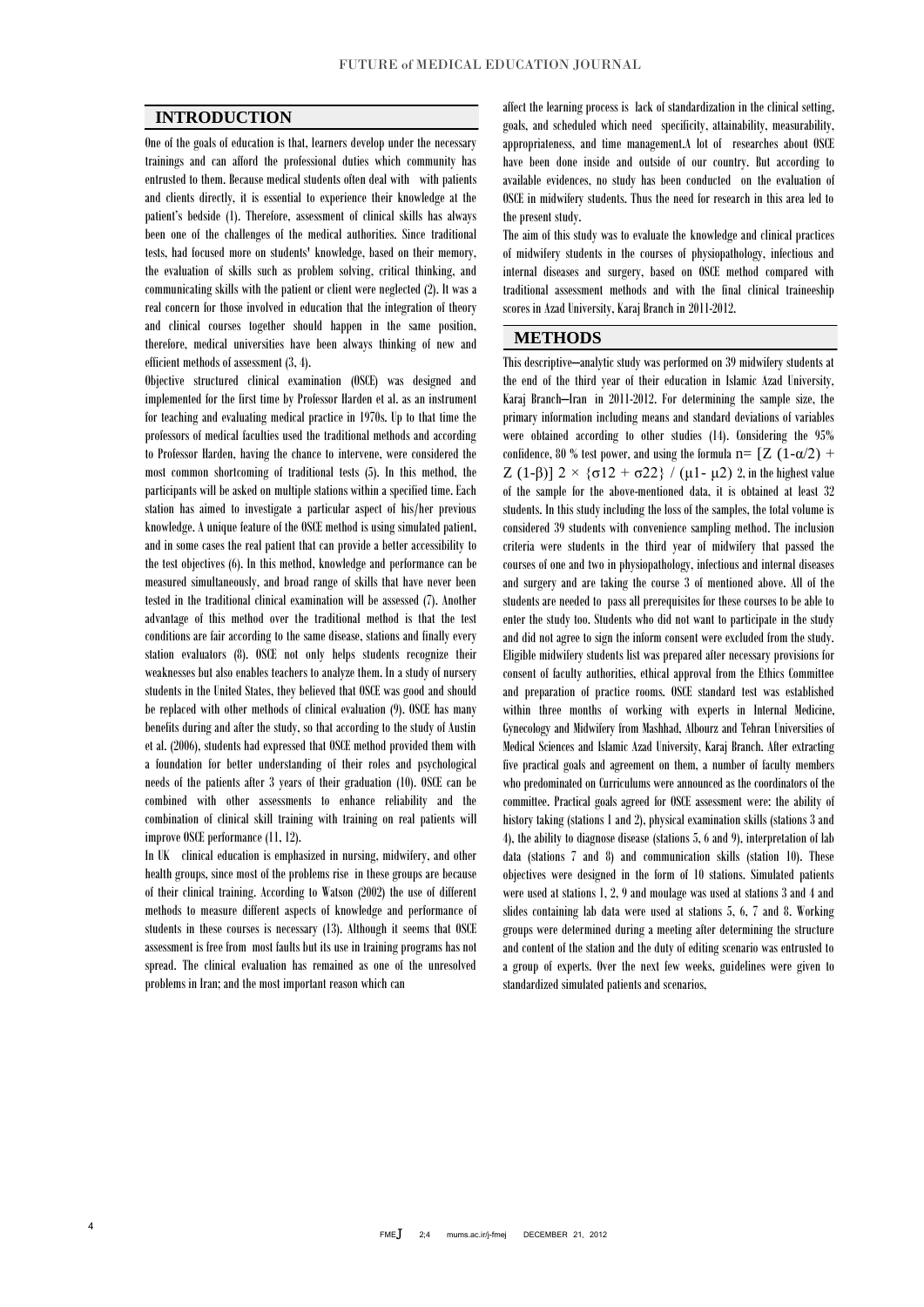## INTRODUCTION

One of the goals of education is that, learners develop under the necessary trainings and can afford the professional duties which community has entrusted to them. Because medical students often deal with with patients and clients directly, it is essential to experience their knowledge at the patient's bedside (1). Therefore, assessment of clinical skills has always been one of the challenges of the medical authorities. Since traditional tests, had focused more on students' knowledge, based on their memory, the evaluation of skills such as problem solving, critical thinking, and communicating skills with the patient or client were neglected (2). It was a real concern for those involved in education that the integration of theory and clinical courses together should happen in the same position, therefore, medical universities have been always thinking of new and efficient methods of assessment (3, 4).

Objective structured clinical examination (OSCE) was designed and implemented for the first time by Professor Harden et al. as an instrument for teaching and evaluating medical practice in 1970s. Up to that time the professors of medical faculties used the traditional methods and according to Professor Harden, having the chance to intervene, were considered the most common shortcoming of traditional tests (5). In this method, the participants will be asked on multiple stations within a specified time. Each station has aimed to investigate a particular aspect of his/her previous knowledge. A unique feature of the OSCE method is using simulated patient, and in some cases the real patient that can provide a better accessibility to the test objectives (6). In this method, knowledge and performance can be measured simultaneously, and broad range of skills that have never been tested in the traditional clinical examination will be assessed (7). Another advantage of this method over the traditional method is that the test conditions are fair according to the same disease, stations and finally every station evaluators (8). OSCE not only helps students recognize their weaknesses but also enables teachers to analyze them. In a study of nursery students in the United States, they believed that OSCE was good and should be replaced with other methods of clinical evaluation (9). OSCE has many benefits during and after the study, so that according to the study of Austin et al. (2006), students had expressed that OSCE method provided them with a foundation for better understanding of their roles and psychological needs of the patients after 3 years of their graduation (10). OSCE can be combined with other assessments to enhance reliability and the combination of clinical skill training with training on real patients will improve OSCE performance (11, 12).

In UK clinical education is emphasized in nursing, midwifery, and other health groups, since most of the problems rise in these groups are because of their clinical training. According to Watson (2002) the use of different methods to measure different aspects of knowledge and performance of students in these courses is necessary (13). Although it seems that OSCE assessment is free from most faults but its use in training programs has not spread. The clinical evaluation has remained as one of the unresolved problems in Iran; and the most important reason which can affect the learning process is lack of standardization in the clinical setting, goals, and scheduled which need specificity, attainability, measurability, appropriateness, and time management.A lot of researches about OSCE have been done inside and outside of our country. But according to available evidences, no study has been conducted on the evaluation of OSCE in midwifery students. Thus the need for research in this area led to the present study.

The aim of this study was to evaluate the knowledge and clinical practices of midwifery students in the courses of physiopathology, infectious and internal diseases and surgery, based on OSCE method compared with traditional assessment methods and with the final clinical traineeship scores in Azad University, Karaj Branch in 2011-2012.

## METHODS

This descriptive–analytic study was performed on 39 midwifery students at the end of the third year of their education in Islamic Azad University, Karaj Branch–Iran in 2011-2012. For determining the sample size, the primary information including means and standard deviations of variables were obtained according to other studies (14). Considering the 95% confidence, 80 % test power, and using the formula $n= [Z\ (1-\alpha/2) + Z\ (1-\beta)]\ 2 \times \{\sigma 12 + \sigma 22\} / (\mu 1- \mu 2)\ 2$, in the highest value of the sample for the above-mentioned data, it is obtained at least 32 students. In this study including the loss of the samples, the total volume is considered 39 students with convenience sampling method. The inclusion criteria were students in the third year of midwifery that passed the courses of one and two in physiopathology, infectious and internal diseases and surgery and are taking the course 3 of mentioned above. All of the students are needed to pass all prerequisites for these courses to be able to enter the study too. Students who did not want to participate in the study and did not agree to sign the inform consent were excluded from the study. Eligible midwifery students list was prepared after necessary provisions for consent of faculty authorities, ethical approval from the Ethics Committee and preparation of practice rooms. OSCE standard test was established within three months of working with experts in Internal Medicine, Gynecology and Midwifery from Mashhad, Albourz and Tehran Universities of Medical Sciences and Islamic Azad University, Karaj Branch. After extracting five practical goals and agreement on them, a number of faculty members who predominated on Curriculums were announced as the coordinators of the committee. Practical goals agreed for OSCE assessment were: the ability of history taking (stations 1 and 2), physical examination skills (stations 3 and 4), the ability to diagnose disease (stations 5, 6 and 9), interpretation of lab data (stations 7 and 8) and communication skills (station 10). These objectives were designed in the form of 10 stations. Simulated patients were used at stations 1, 2, 9 and moulage was used at stations 3 and 4 and slides containing lab data were used at stations 5, 6, 7 and 8. Working groups were determined during a meeting after determining the structure and content of the station and the duty of editing scenario was entrusted to a group of experts. Over the next few weeks, guidelines were given to standardized simulated patients and scenarios,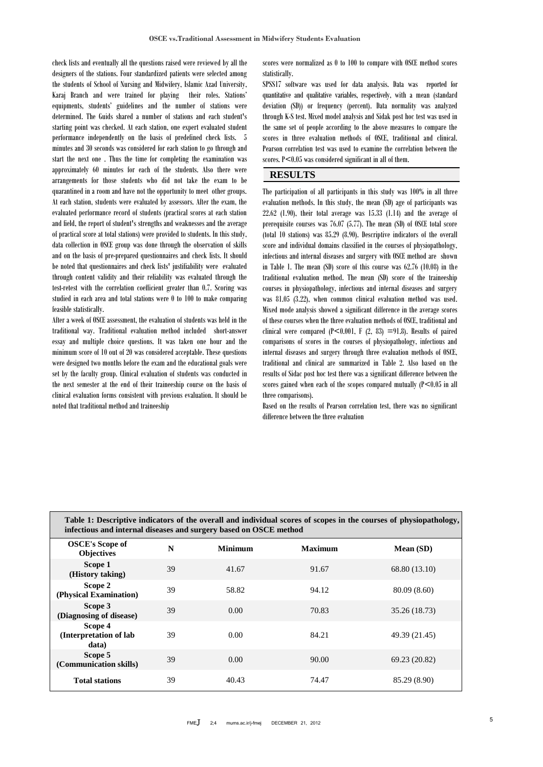check lists and eventually all the questions raised were reviewed by all the designers of the stations. Four standardized patients were selected among the students of School of Nursing and Midwifery, Islamic Azad University, Karaj Branch and were trained for playing their roles. Stations' equipments, students' guidelines and the number of stations were determined. The Guids shared a number of stations and each student's starting point was checked. At each station, one expert evaluated student performance independently on the basis of predefined check lists. 5 minutes and 30 seconds was considered for each station to go through and start the next one . Thus the time for completing the examination was approximately 60 minutes for each of the students. Also there were arrangements for those students who did not take the exam to be quarantined in a room and have not the opportunity to meet other groups. At each station, students were evaluated by assessors. After the exam, the evaluated performance record of students (practical scores at each station and field, the report of student's strengths and weaknesses and the average of practical score at total stations) were provided to students. In this study, data collection in OSCE group was done through the observation of skills and on the basis of pre-prepared questionnaires and check lists. It should be noted that questionnaires and check lists' justifiability were evaluated through content validity and their reliability was evaluated through the test-retest with the correlation coefficient greater than 0.7. Scoring was studied in each area and total stations were 0 to 100 to make comparing feasible statistically.

After a week of OSCE assessment, the evaluation of students was held in the traditional way. Traditional evaluation method included short-answer essay and multiple choice questions. It was taken one hour and the minimum score of 10 out of 20 was considered acceptable. These questions were designed two months before the exam and the educational goals were set by the faculty group. Clinical evaluation of students was conducted in the next semester at the end of their traineeship course on the basis of clinical evaluation forms consistent with previous evaluation. It should be noted that traditional method and traineeship scores were normalized as 0 to 100 to compare with OSCE method scores statistically.

SPSS17 software was used for data analysis. Data was reported for quantitative and qualitative variables, respectively, with a mean (standard deviation (SD)) or frequency (percent). Data normality was analyzed through K-S test. Mixed model analysis and Sidak post hoc test was used in the same set of people according to the above measures to compare the scores in three evaluation methods of OSCE, traditional and clinical. Pearson correlation test was used to examine the correlation between the scores. $P<0.05$ was considered significant in all of them.

## RESULTS

The participation of all participants in this study was 100% in all three evaluation methods. In this study, the mean (SD) age of participants was 22.62 (1.90), their total average was 15.33 (1.14) and the average of prerequisite courses was 76.07 (5.77). The mean (SD) of OSCE total score (total 10 stations) was 85.29 (8.90). Descriptive indicators of the overall score and individual domains classified in the courses of physiopathology, infectious and internal diseases and surgery with OSCE method are shown in Table 1. The mean (SD) score of this course was 62.76 (10.08) in the traditional evaluation method. The mean (SD) score of the traineeship courses in physiopathology, infectious and internal diseases and surgery was 81.05 (3.22), when common clinical evaluation method was used. Mixed mode analysis showed a significant difference in the average scores of these courses when the three evaluation methods of OSCE, traditional and clinical were compared ($P<0.001$, $F(2, 83)=91.8$). Results of paired comparisons of scores in the courses of physiopathology, infectious and internal diseases and surgery through three evaluation methods of OSCE, traditional and clinical are summarized in Table 2. Also based on the results of Sidac post hoc test there was a significant difference between the scores gained when each of the scopes compared mutually ($P<0.05$ in all three comparisons).

Based on the results of Pearson correlation test, there was no significant difference between the three evaluation

**Table 1: Descriptive indicators of the overall and individual scores of scopes in the courses of physiopathology, infectious and internal diseases and surgery based on OSCE method**

| OSCE's Scope of Objectives | N | Minimum | Maximum | Mean (SD) |
|---|---|---|---|---|
| Scope 1 (History taking) | 39 | 41.67 | 91.67 | 68.80 (13.10) |
| Scope 2 (Physical Examination) | 39 | 58.82 | 94.12 | 80.09 (8.60) |
| Scope 3 (Diagnosing of disease) | 39 | 0.00 | 70.83 | 35.26 (18.73) |
| Scope 4 (Interpretation of lab data) | 39 | 0.00 | 84.21 | 49.39 (21.45) |
| Scope 5 (Communication skills) | 39 | 0.00 | 90.00 | 69.23 (20.82) |
| Total stations | 39 | 40.43 | 74.47 | 85.29 (8.90) |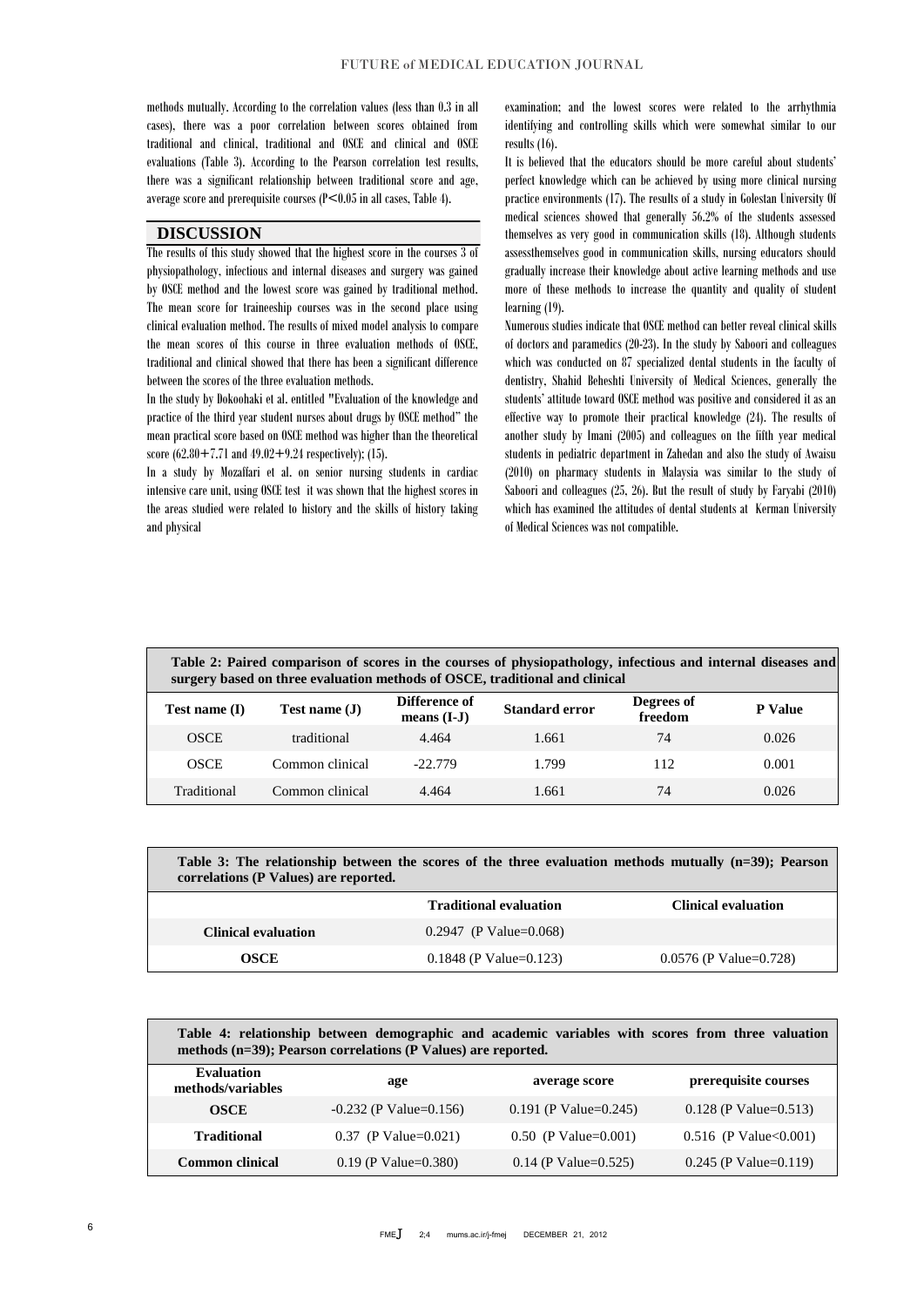methods mutually. According to the correlation values (less than 0.3 in all cases), there was a poor correlation between scores obtained from traditional and clinical, traditional and OSCE and clinical and OSCE evaluations (Table 3). According to the Pearson correlation test results, there was a significant relationship between traditional score and age, average score and prerequisite courses ($P<0.05$ in all cases, Table 4).

## DISCUSSION

The results of this study showed that the highest score in the courses 3 of physiopathology, infectious and internal diseases and surgery was gained by OSCE method and the lowest score was gained by traditional method. The mean score for traineeship courses was in the second place using clinical evaluation method. The results of mixed model analysis to compare the mean scores of this course in three evaluation methods of OSCE, traditional and clinical showed that there has been a significant difference between the scores of the three evaluation methods.

In the study by Dokoohaki et al. entitled "Evaluation of the knowledge and practice of the third year student nurses about drugs by OSCE method" the mean practical score based on OSCE method was higher than the theoretical score ($62.80 \pm 7.71$ and $49.02 \pm 9.24$ respectively); (15).

In a study by Mozaffari et al. on senior nursing students in cardiac intensive care unit, using OSCE test it was shown that the highest scores in the areas studied were related to history and the skills of history taking and physical examination; and the lowest scores were related to the arrhythmia identifying and controlling skills which were somewhat similar to our results (16).

It is believed that the educators should be more careful about students' perfect knowledge which can be achieved by using more clinical nursing practice environments (17). The results of a study in Golestan University Of medical sciences showed that generally 56.2% of the students assessed themselves as very good in communication skills (18). Although students assessthemselves good in communication skills, nursing educators should gradually increase their knowledge about active learning methods and use more of these methods to increase the quantity and quality of student learning (19).

Numerous studies indicate that OSCE method can better reveal clinical skills of doctors and paramedics (20-23). In the study by Saboori and colleagues which was conducted on 87 specialized dental students in the faculty of dentistry, Shahid Beheshti University of Medical Sciences, generally the students' attitude toward OSCE method was positive and considered it as an effective way to promote their practical knowledge (24). The results of another study by Imani (2005) and colleagues on the fifth year medical students in pediatric department in Zahedan and also the study of Awaisu (2010) on pharmacy students in Malaysia was similar to the study of Saboori and colleagues (25, 26). But the result of study by Faryabi (2010) which has examined the attitudes of dental students at Kerman University of Medical Sciences was not compatible.

**Table 2: Paired comparison of scores in the courses of physiopathology, infectious and internal diseases and surgery based on three evaluation methods of OSCE, traditional and clinical**

| Test name (I) | Test name (J) | Difference of means (I-J) | Standard error | Degrees of freedom | P Value |
|---|---|---|---|---|---|
| OSCE | traditional | 4.464 | 1.661 | 74 | 0.026 |
| OSCE | Common clinical | -22.779 | 1.799 | 112 | 0.001 |
| Traditional | Common clinical | 4.464 | 1.661 | 74 | 0.026 |

**Table 3: The relationship between the scores of the three evaluation methods mutually (n=39); Pearson correlations (P Values) are reported.**

| | Traditional evaluation | Clinical evaluation |
|---|---|---|
| **Clinical evaluation** | 0.2947 (P Value=0.068) | |
| **OSCE** | 0.1848 (P Value=0.123) | 0.0576 (P Value=0.728) |

**Table 4: relationship between demographic and academic variables with scores from three valuation methods (n=39); Pearson correlations (P Values) are reported.**

| Evaluation methods/variables | age | average score | prerequisite courses |
|---|---|---|---|
| **OSCE** | -0.232 (P Value=0.156) | 0.191 (P Value=0.245) | 0.128 (P Value=0.513) |
| **Traditional** | 0.37 (P Value=0.021) | 0.50 (P Value=0.001) | 0.516 (P Value<0.001) |
| **Common clinical** | 0.19 (P Value=0.380) | 0.14 (P Value=0.525) | 0.245 (P Value=0.119) |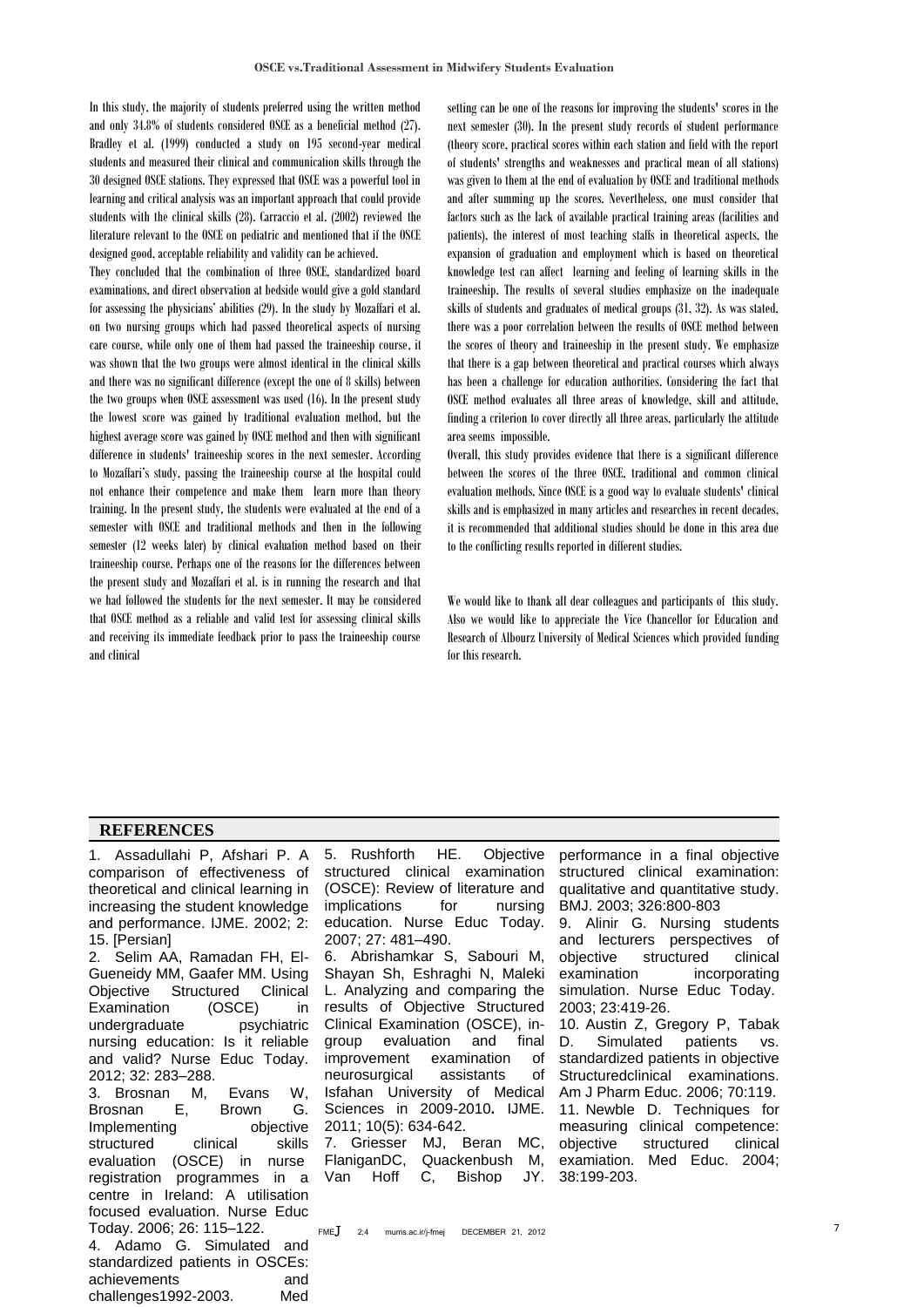In this study, the majority of students preferred using the written method and only 34.8% of students considered OSCE as a beneficial method (27). Bradley et al. (1999) conducted a study on 195 second-year medical students and measured their clinical and communication skills through the 30 designed OSCE stations. They expressed that OSCE was a powerful tool in learning and critical analysis was an important approach that could provide students with the clinical skills (28). Carraccio et al. (2002) reviewed the literature relevant to the OSCE on pediatric and mentioned that if the OSCE designed good, acceptable reliability and validity can be achieved.

They concluded that the combination of three OSCE, standardized board examinations, and direct observation at bedside would give a gold standard for assessing the physicians' abilities (29). In the study by Mozaffari et al. on two nursing groups which had passed theoretical aspects of nursing care course, while only one of them had passed the traineeship course, it was shown that the two groups were almost identical in the clinical skills and there was no significant difference (except the one of 8 skills) between the two groups when OSCE assessment was used (16). In the present study the lowest score was gained by traditional evaluation method, but the highest average score was gained by OSCE method and then with significant difference in students' traineeship scores in the next semester. According to Mozaffari's study, passing the traineeship course at the hospital could not enhance their competence and make them learn more than theory training. In the present study, the students were evaluated at the end of a semester with OSCE and traditional methods and then in the following semester (12 weeks later) by clinical evaluation method based on their traineeship course. Perhaps one of the reasons for the differences between the present study and Mozaffari et al. is in running the research and that we had followed the students for the next semester. It may be considered that OSCE method as a reliable and valid test for assessing clinical skills and receiving its immediate feedback prior to pass the traineeship course and clinical setting can be one of the reasons for improving the students' scores in the next semester (30). In the present study records of student performance (theory score, practical scores within each station and field with the report of students' strengths and weaknesses and practical mean of all stations) was given to them at the end of evaluation by OSCE and traditional methods and after summing up the scores. Nevertheless, one must consider that factors such as the lack of available practical training areas (facilities and patients), the interest of most teaching staffs in theoretical aspects, the expansion of graduation and employment which is based on theoretical knowledge test can affect learning and feeling of learning skills in the traineeship. The results of several studies emphasize on the inadequate skills of students and graduates of medical groups (31, 32). As was stated, there was a poor correlation between the results of OSCE method between the scores of theory and traineeship in the present study. We emphasize that there is a gap between theoretical and practical courses which always has been a challenge for education authorities. Considering the fact that OSCE method evaluates all three areas of knowledge, skill and attitude, finding a criterion to cover directly all three areas, particularly the attitude area seems impossible.

Overall, this study provides evidence that there is a significant difference between the scores of the three OSCE, traditional and common clinical evaluation methods. Since OSCE is a good way to evaluate students' clinical skills and is emphasized in many articles and researches in recent decades, it is recommended that additional studies should be done in this area due to the conflicting results reported in different studies.

We would like to thank all dear colleagues and participants of this study. Also we would like to appreciate the Vice Chancellor for Education and Research of Albourz University of Medical Sciences which provided funding for this research.

## REFERENCES

1. Assadullahi P, Afshari P. A comparison of effectiveness of theoretical and clinical learning in increasing the student knowledge and performance. IJME. 2002; 2: 15. [Persian]
2. Selim AA, Ramadan FH, El-Gueneidy MM, Gaafer MM. Using Objective Structured Clinical Examination (OSCE) in undergraduate psychiatric nursing education: Is it reliable and valid? Nurse Educ Today. 2012; 32: 283–288.
3. Brosnan M, Evans W, Brosnan E, Brown G. Implementing objective structured clinical skills evaluation (OSCE) in nurse registration programmes in a centre in Ireland: A utilisation focused evaluation. Nurse Educ Today. 2006; 26: 115–122.
4. Adamo G. Simulated and standardized patients in OSCEs: achievements and challenges1992-2003. Med
5. Rushforth HE. Objective structured clinical examination (OSCE): Review of literature and implications for nursing education. Nurse Educ Today. 2007; 27: 481–490.
6. Abrishamkar S, Sabouri M, Shayan Sh, Eshraghi N, Maleki L. Analyzing and comparing the results of Objective Structured Clinical Examination (OSCE), in-group evaluation and final improvement examination of neurosurgical assistants of Isfahan University of Medical Sciences in 2009-2010**.** IJME. 2011; 10(5): 634-642.
7. Griesser MJ, Beran MC, FlaniganDC, Quackenbush M, Van Hoff C, Bishop JY. performance in a final objective structured clinical examination: qualitative and quantitative study. BMJ. 2003; 326:800-803
9. Alinir G. Nursing students and lecturers perspectives of objective structured clinical examination incorporating simulation. Nurse Educ Today. 2003; 23:419-26.
10. Austin Z, Gregory P, Tabak D. Simulated patients vs. standardized patients in objective Structuredclinical examinations. Am J Pharm Educ. 2006; 70:119.
11. Newble D. Techniques for measuring clinical competence: objective structured clinical examiation. Med Educ. 2004; 38:199-203.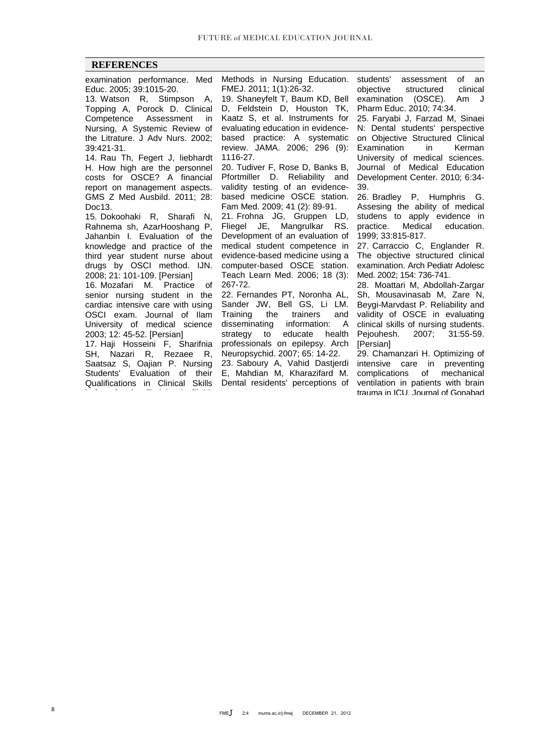## REFERENCES

examination performance. Med Educ. 2005; 39:1015-20.

13. Watson R, Stimpson A, Topping A, Porock D. Clinical Competence Assessment in Nursing, A Systemic Review of the Litrature. J Adv Nurs. 2002; 39:421-31.

14. Rau Th, Fegert J, liebhardt H. How high are the personnel costs for OSCE? A financial report on management aspects. GMS Z Med Ausbild. 2011; 28: Doc13.

15. Dokoohaki R, Sharafi N, Rahnema sh, AzarHooshang P, Jahanbin I. Evaluation of the knowledge and practice of the third year student nurse about drugs by OSCI method. IJN. 2008; 21: 101-109. [Persian]

16. Mozafari M. Practice of senior nursing student in the cardiac intensive care with using OSCI exam. Journal of Ilam University of medical science 2003; 12: 45-52. [Persian]

17. Haji Hosseini F, Sharifnia SH, Nazari R, Rezaee R, Saatsaz S, Oajian P. Nursing Students' Evaluation of their Qualifications in Clinical Skills before Starting Training in Field Methods in Nursing Education. FMEJ. 2011; 1(1):26-32.

19. Shaneyfelt T, Baum KD, Bell D, Feldstein D, Houston TK, Kaatz S, et al. Instruments for evaluating education in evidence-based practice: A systematic review. JAMA. 2006; 296 (9): 1116-27.

20. Tudiver F, Rose D, Banks B, Pfortmiller D. Reliability and validity testing of an evidence-based medicine OSCE station. Fam Med. 2009; 41 (2): 89-91.

21. Frohna JG, Gruppen LD, Fliegel JE, Mangrulkar RS. Development of an evaluation of medical student competence in evidence-based medicine using a computer-based OSCE station. Teach Learn Med. 2006; 18 (3): 267-72.

22. Fernandes PT, Noronha AL, Sander JW, Bell GS, Li LM. Training the trainers and disseminating information: A strategy to educate health professionals on epilepsy. Arch Neuropsychid. 2007; 65: 14-22.

23. Saboury A, Vahid Dastjerdi E, Mahdian M, Kharazifard M. Dental residents' perceptions of students' assessment of an objective structured clinical examination (OSCE). Am J Pharm Educ. 2010; 74:34.

25. Faryabi J, Farzad M, Sinaei N: Dental students' perspective on Objective Structured Clinical Examination in Kerman University of medical sciences. Journal of Medical Education Development Center. 2010; 6:34-39.

26. Bradley P, Humphris G. Assesing the ability of medical studens to apply evidence in practice. Medical education. 1999; 33:815-817.

27. Carraccio C, Englander R. The objective structured clinical examination. Arch Pediatr Adolesc Med. 2002; 154: 736-741.

28. Moattari M, Abdollah-Zargar Sh, Mousavinasab M, Zare N, Beygi-Marvdast P. Reliability and validity of OSCE in evaluating clinical skills of nursing students. Pejouhesh. 2007; 31:55-59. [Persian]

29. Chamanzari H. Optimizing of intensive care in preventing complications of mechanical ventilation in patients with brain trauma in ICU. Journal of Gonabad